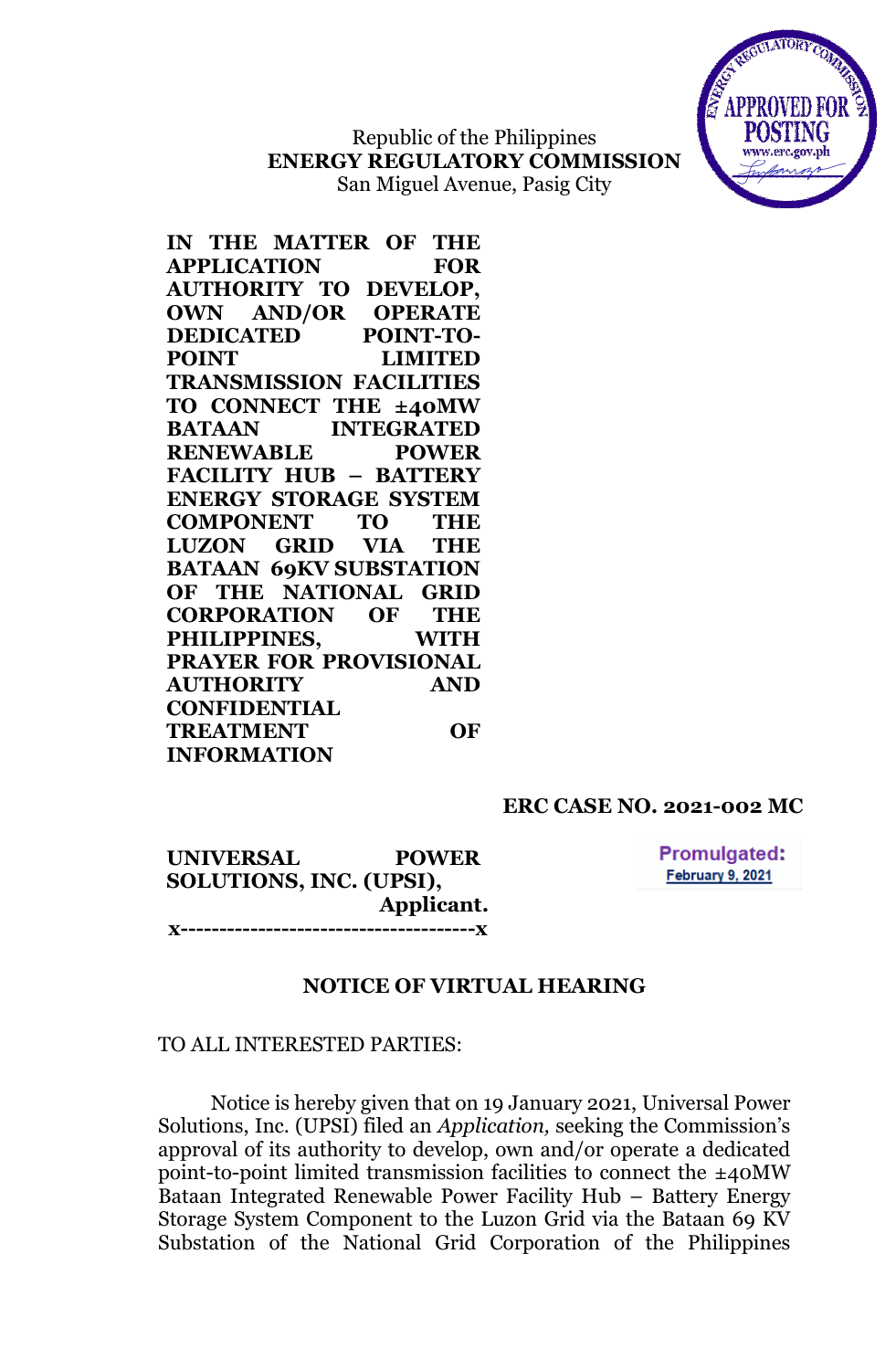Republic of the Philippines
**ENERGY REGULATORY COMMISSION**
San Miguel Avenue, Pasig City

APPROVED FOR POSTING
www.erc.gov.ph

**IN THE MATTER OF THE APPLICATION FOR AUTHORITY TO DEVELOP, OWN AND/OR OPERATE DEDICATED POINT-TO-POINT LIMITED TRANSMISSION FACILITIES TO CONNECT THE ±40MW BATAAN INTEGRATED RENEWABLE POWER FACILITY HUB – BATTERY ENERGY STORAGE SYSTEM COMPONENT TO THE LUZON GRID VIA THE BATAAN 69KV SUBSTATION OF THE NATIONAL GRID CORPORATION OF THE PHILIPPINES, WITH PRAYER FOR PROVISIONAL AUTHORITY AND CONFIDENTIAL TREATMENT OF INFORMATION**

**ERC CASE NO. 2021-002 MC**

**UNIVERSAL POWER SOLUTIONS, INC. (UPSI),**
**Applicant.**

**x-------------------------------------x**

Promulgated:
February 9, 2021

## NOTICE OF VIRTUAL HEARING

TO ALL INTERESTED PARTIES:

Notice is hereby given that on 19 January 2021, Universal Power Solutions, Inc. (UPSI) filed an *Application,* seeking the Commission's approval of its authority to develop, own and/or operate a dedicated point-to-point limited transmission facilities to connect the ±40MW Bataan Integrated Renewable Power Facility Hub – Battery Energy Storage System Component to the Luzon Grid via the Bataan 69 KV Substation of the National Grid Corporation of the Philippines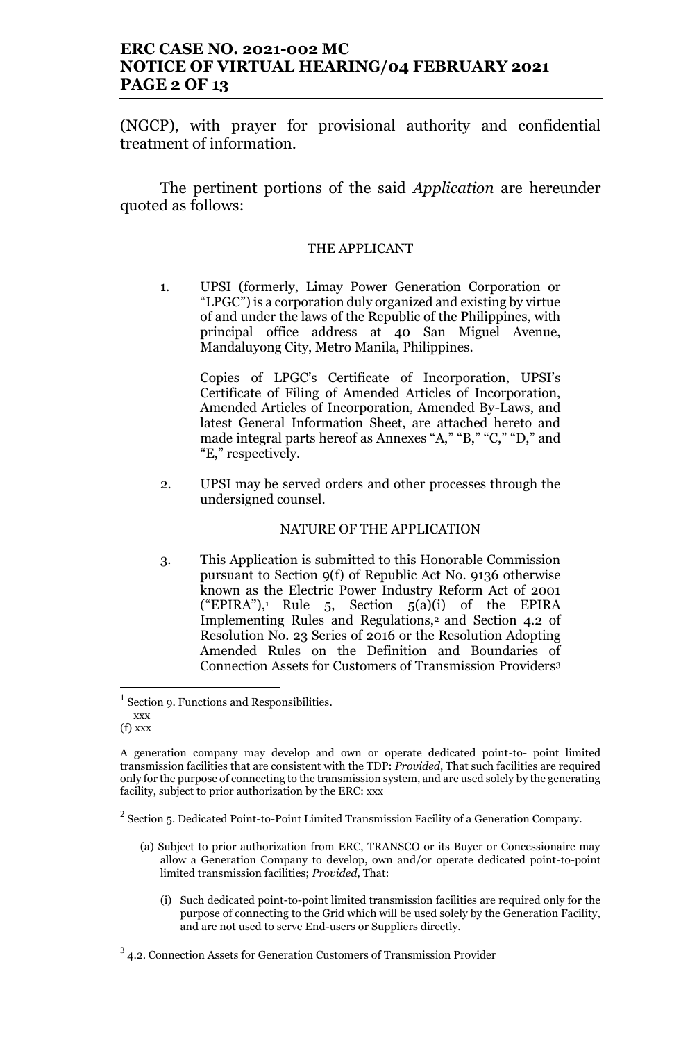(NGCP), with prayer for provisional authority and confidential treatment of information.

The pertinent portions of the said *Application* are hereunder quoted as follows:

THE APPLICANT

1. UPSI (formerly, Limay Power Generation Corporation or "LPGC") is a corporation duly organized and existing by virtue of and under the laws of the Republic of the Philippines, with principal office address at 40 San Miguel Avenue, Mandaluyong City, Metro Manila, Philippines.

   Copies of LPGC's Certificate of Incorporation, UPSI's Certificate of Filing of Amended Articles of Incorporation, Amended Articles of Incorporation, Amended By-Laws, and latest General Information Sheet, are attached hereto and made integral parts hereof as Annexes "A," "B," "C," "D," and "E," respectively.

2. UPSI may be served orders and other processes through the undersigned counsel.

NATURE OF THE APPLICATION

3. This Application is submitted to this Honorable Commission pursuant to Section 9(f) of Republic Act No. 9136 otherwise known as the Electric Power Industry Reform Act of 2001 ("EPIRA"),[1] Rule 5, Section 5(a)(i) of the EPIRA Implementing Rules and Regulations,[2] and Section 4.2 of Resolution No. 23 Series of 2016 or the Resolution Adopting Amended Rules on the Definition and Boundaries of Connection Assets for Customers of Transmission Providers[3]

---

[1] Section 9. Functions and Responsibilities.
xxx
(f) xxx

A generation company may develop and own or operate dedicated point-to- point limited transmission facilities that are consistent with the TDP: *Provided*, That such facilities are required only for the purpose of connecting to the transmission system, and are used solely by the generating facility, subject to prior authorization by the ERC: xxx

[2] Section 5. Dedicated Point-to-Point Limited Transmission Facility of a Generation Company.

(a) Subject to prior authorization from ERC, TRANSCO or its Buyer or Concessionaire may allow a Generation Company to develop, own and/or operate dedicated point-to-point limited transmission facilities; *Provided*, That:

(i) Such dedicated point-to-point limited transmission facilities are required only for the purpose of connecting to the Grid which will be used solely by the Generation Facility, and are not used to serve End-users or Suppliers directly.

[3] 4.2. Connection Assets for Generation Customers of Transmission Provider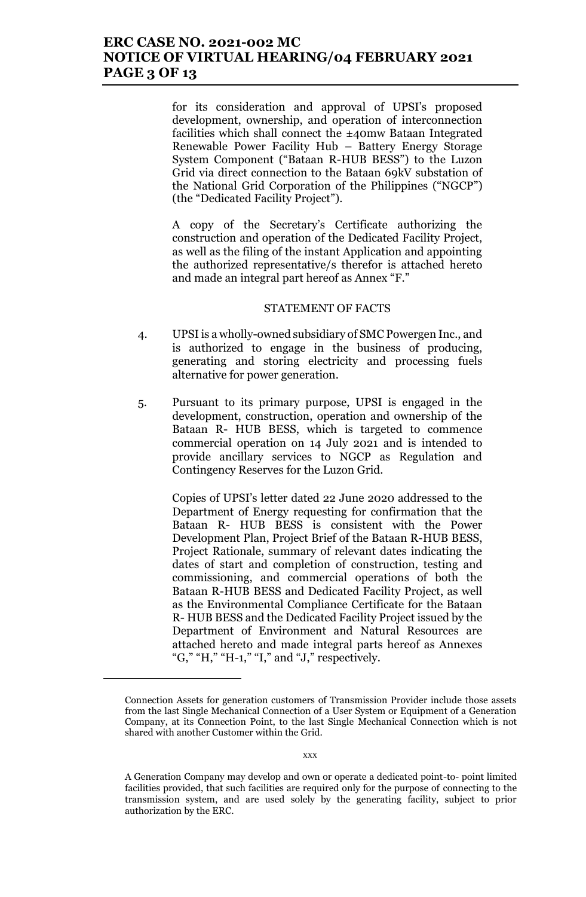for its consideration and approval of UPSI's proposed development, ownership, and operation of interconnection facilities which shall connect the ±40mw Bataan Integrated Renewable Power Facility Hub – Battery Energy Storage System Component ("Bataan R-HUB BESS") to the Luzon Grid via direct connection to the Bataan 69kV substation of the National Grid Corporation of the Philippines ("NGCP") (the "Dedicated Facility Project").

A copy of the Secretary's Certificate authorizing the construction and operation of the Dedicated Facility Project, as well as the filing of the instant Application and appointing the authorized representative/s therefor is attached hereto and made an integral part hereof as Annex "F."

STATEMENT OF FACTS

4. UPSI is a wholly-owned subsidiary of SMC Powergen Inc., and is authorized to engage in the business of producing, generating and storing electricity and processing fuels alternative for power generation.

5. Pursuant to its primary purpose, UPSI is engaged in the development, construction, operation and ownership of the Bataan R- HUB BESS, which is targeted to commence commercial operation on 14 July 2021 and is intended to provide ancillary services to NGCP as Regulation and Contingency Reserves for the Luzon Grid.

   Copies of UPSI's letter dated 22 June 2020 addressed to the Department of Energy requesting for confirmation that the Bataan R- HUB BESS is consistent with the Power Development Plan, Project Brief of the Bataan R-HUB BESS, Project Rationale, summary of relevant dates indicating the dates of start and completion of construction, testing and commissioning, and commercial operations of both the Bataan R-HUB BESS and Dedicated Facility Project, as well as the Environmental Compliance Certificate for the Bataan R- HUB BESS and the Dedicated Facility Project issued by the Department of Environment and Natural Resources are attached hereto and made integral parts hereof as Annexes "G," "H," "H-1," "I," and "J," respectively.

---

Connection Assets for generation customers of Transmission Provider include those assets from the last Single Mechanical Connection of a User System or Equipment of a Generation Company, at its Connection Point, to the last Single Mechanical Connection which is not shared with another Customer within the Grid.

xxx

A Generation Company may develop and own or operate a dedicated point-to- point limited facilities provided, that such facilities are required only for the purpose of connecting to the transmission system, and are used solely by the generating facility, subject to prior authorization by the ERC.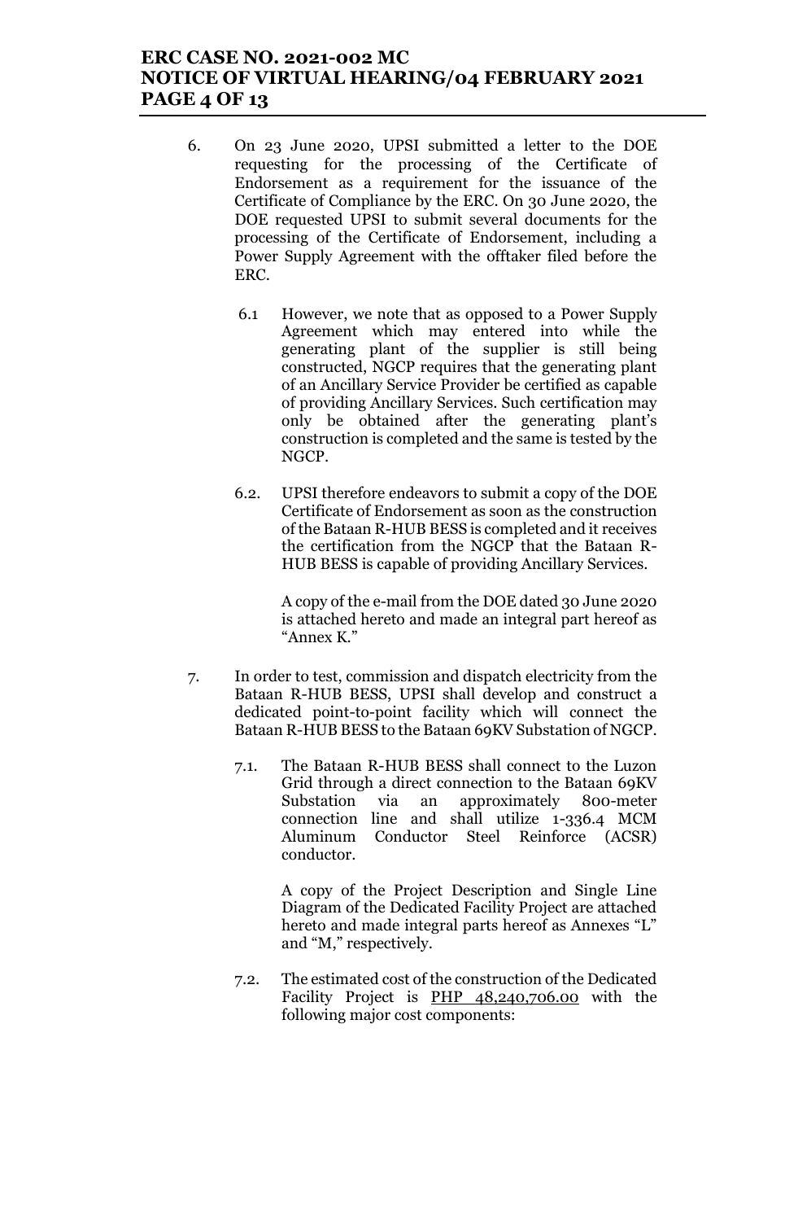6. On 23 June 2020, UPSI submitted a letter to the DOE requesting for the processing of the Certificate of Endorsement as a requirement for the issuance of the Certificate of Compliance by the ERC. On 30 June 2020, the DOE requested UPSI to submit several documents for the processing of the Certificate of Endorsement, including a Power Supply Agreement with the offtaker filed before the ERC.

   6.1 However, we note that as opposed to a Power Supply Agreement which may entered into while the generating plant of the supplier is still being constructed, NGCP requires that the generating plant of an Ancillary Service Provider be certified as capable of providing Ancillary Services. Such certification may only be obtained after the generating plant's construction is completed and the same is tested by the NGCP.

   6.2. UPSI therefore endeavors to submit a copy of the DOE Certificate of Endorsement as soon as the construction of the Bataan R-HUB BESS is completed and it receives the certification from the NGCP that the Bataan R-HUB BESS is capable of providing Ancillary Services.

   A copy of the e-mail from the DOE dated 30 June 2020 is attached hereto and made an integral part hereof as "Annex K."

7. In order to test, commission and dispatch electricity from the Bataan R-HUB BESS, UPSI shall develop and construct a dedicated point-to-point facility which will connect the Bataan R-HUB BESS to the Bataan 69KV Substation of NGCP.

   7.1. The Bataan R-HUB BESS shall connect to the Luzon Grid through a direct connection to the Bataan 69KV Substation via an approximately 800-meter connection line and shall utilize 1-336.4 MCM Aluminum Conductor Steel Reinforce (ACSR) conductor.

   A copy of the Project Description and Single Line Diagram of the Dedicated Facility Project are attached hereto and made integral parts hereof as Annexes "L" and "M," respectively.

   7.2. The estimated cost of the construction of the Dedicated Facility Project is <u>PHP 48,240,706.00</u> with the following major cost components: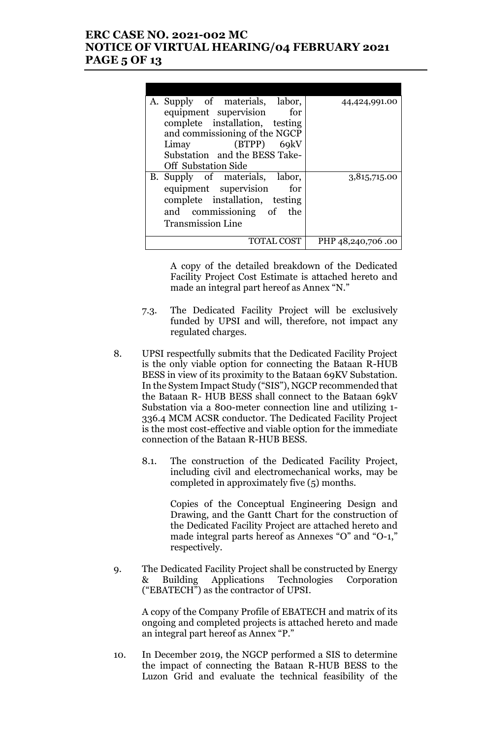| | |
|---|---|
| A. Supply of materials, labor, equipment supervision for complete installation, testing and commissioning of the NGCP Limay (BTPP) 69kV Substation and the BESS Take-Off Substation Side | 44,424,991.00 |
| B. Supply of materials, labor, equipment supervision for complete installation, testing and commissioning of the Transmission Line | 3,815,715.00 |
| TOTAL COST | PHP 48,240,706 .00 |

A copy of the detailed breakdown of the Dedicated Facility Project Cost Estimate is attached hereto and made an integral part hereof as Annex "N."

7.3. The Dedicated Facility Project will be exclusively funded by UPSI and will, therefore, not impact any regulated charges.

8. UPSI respectfully submits that the Dedicated Facility Project is the only viable option for connecting the Bataan R-HUB BESS in view of its proximity to the Bataan 69KV Substation. In the System Impact Study ("SIS"), NGCP recommended that the Bataan R- HUB BESS shall connect to the Bataan 69kV Substation via a 800-meter connection line and utilizing 1-336.4 MCM ACSR conductor. The Dedicated Facility Project is the most cost-effective and viable option for the immediate connection of the Bataan R-HUB BESS.

8.1. The construction of the Dedicated Facility Project, including civil and electromechanical works, may be completed in approximately five (5) months.

Copies of the Conceptual Engineering Design and Drawing, and the Gantt Chart for the construction of the Dedicated Facility Project are attached hereto and made integral parts hereof as Annexes "O" and "O-1," respectively.

9. The Dedicated Facility Project shall be constructed by Energy & Building Applications Technologies Corporation ("EBATECH") as the contractor of UPSI.

A copy of the Company Profile of EBATECH and matrix of its ongoing and completed projects is attached hereto and made an integral part hereof as Annex "P."

10. In December 2019, the NGCP performed a SIS to determine the impact of connecting the Bataan R-HUB BESS to the Luzon Grid and evaluate the technical feasibility of the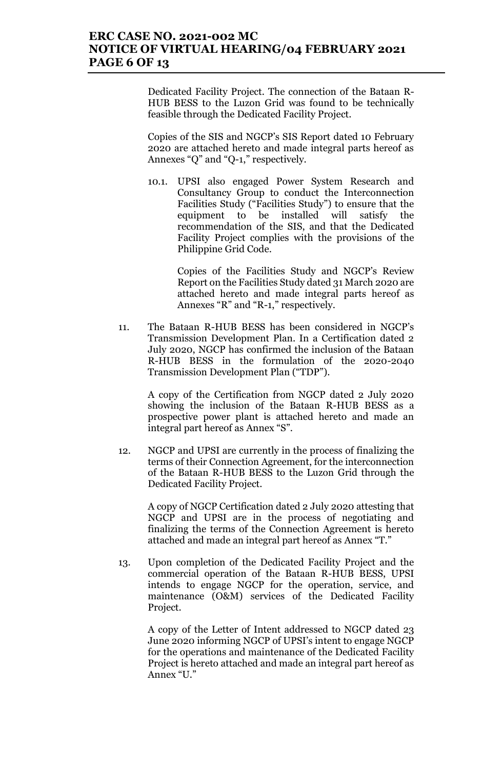Dedicated Facility Project. The connection of the Bataan R-HUB BESS to the Luzon Grid was found to be technically feasible through the Dedicated Facility Project.

Copies of the SIS and NGCP's SIS Report dated 10 February 2020 are attached hereto and made integral parts hereof as Annexes "Q" and "Q-1," respectively.

10.1. UPSI also engaged Power System Research and Consultancy Group to conduct the Interconnection Facilities Study ("Facilities Study") to ensure that the equipment to be installed will satisfy the recommendation of the SIS, and that the Dedicated Facility Project complies with the provisions of the Philippine Grid Code.

Copies of the Facilities Study and NGCP's Review Report on the Facilities Study dated 31 March 2020 are attached hereto and made integral parts hereof as Annexes "R" and "R-1," respectively.

11. The Bataan R-HUB BESS has been considered in NGCP's Transmission Development Plan. In a Certification dated 2 July 2020, NGCP has confirmed the inclusion of the Bataan R-HUB BESS in the formulation of the 2020-2040 Transmission Development Plan ("TDP").

A copy of the Certification from NGCP dated 2 July 2020 showing the inclusion of the Bataan R-HUB BESS as a prospective power plant is attached hereto and made an integral part hereof as Annex "S".

12. NGCP and UPSI are currently in the process of finalizing the terms of their Connection Agreement, for the interconnection of the Bataan R-HUB BESS to the Luzon Grid through the Dedicated Facility Project.

A copy of NGCP Certification dated 2 July 2020 attesting that NGCP and UPSI are in the process of negotiating and finalizing the terms of the Connection Agreement is hereto attached and made an integral part hereof as Annex "T."

13. Upon completion of the Dedicated Facility Project and the commercial operation of the Bataan R-HUB BESS, UPSI intends to engage NGCP for the operation, service, and maintenance (O&M) services of the Dedicated Facility Project.

A copy of the Letter of Intent addressed to NGCP dated 23 June 2020 informing NGCP of UPSI's intent to engage NGCP for the operations and maintenance of the Dedicated Facility Project is hereto attached and made an integral part hereof as Annex "U."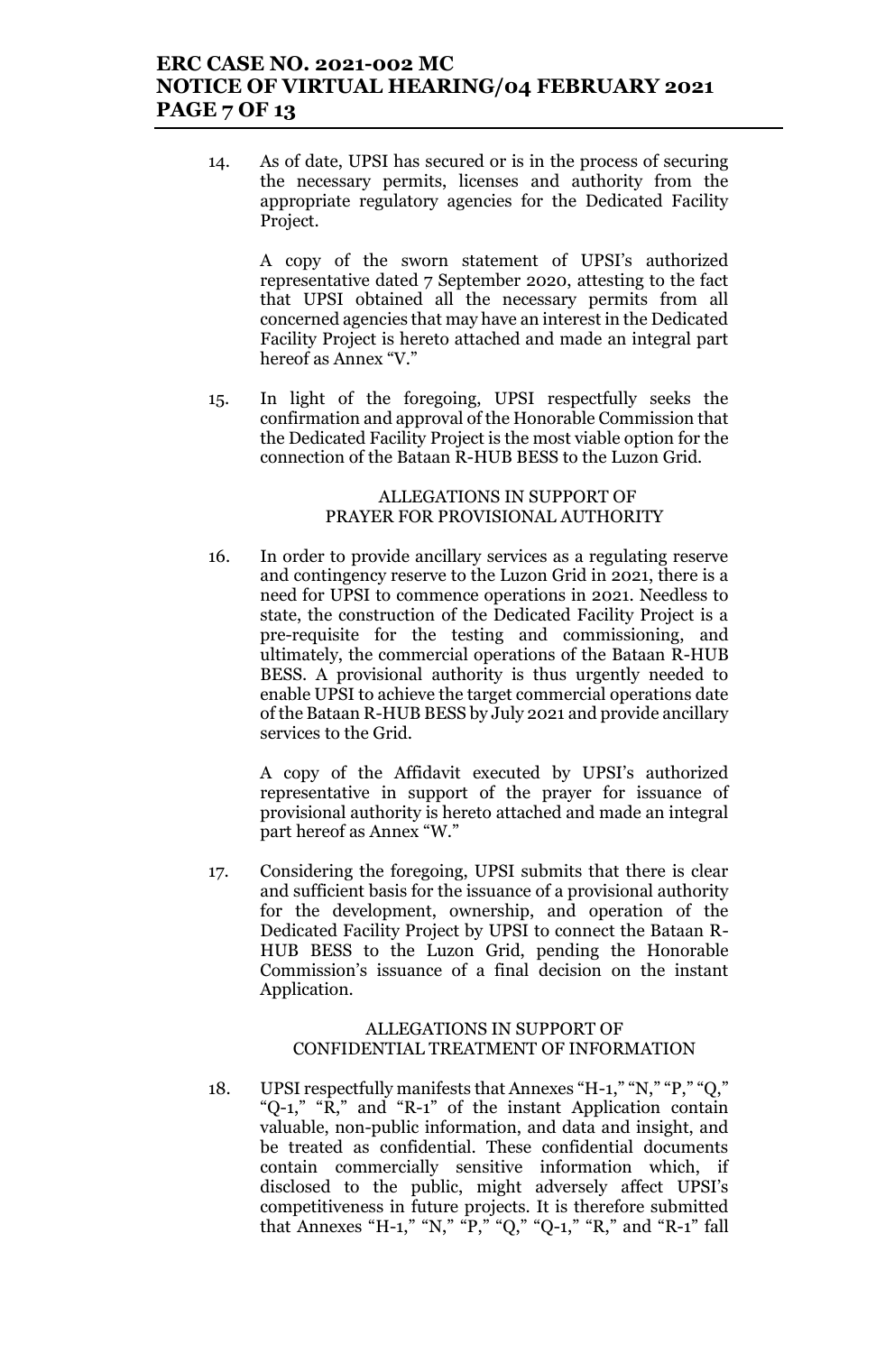14. As of date, UPSI has secured or is in the process of securing the necessary permits, licenses and authority from the appropriate regulatory agencies for the Dedicated Facility Project.

    A copy of the sworn statement of UPSI's authorized representative dated 7 September 2020, attesting to the fact that UPSI obtained all the necessary permits from all concerned agencies that may have an interest in the Dedicated Facility Project is hereto attached and made an integral part hereof as Annex "V."

15. In light of the foregoing, UPSI respectfully seeks the confirmation and approval of the Honorable Commission that the Dedicated Facility Project is the most viable option for the connection of the Bataan R-HUB BESS to the Luzon Grid.

ALLEGATIONS IN SUPPORT OF
PRAYER FOR PROVISIONAL AUTHORITY

16. In order to provide ancillary services as a regulating reserve and contingency reserve to the Luzon Grid in 2021, there is a need for UPSI to commence operations in 2021. Needless to state, the construction of the Dedicated Facility Project is a pre-requisite for the testing and commissioning, and ultimately, the commercial operations of the Bataan R-HUB BESS. A provisional authority is thus urgently needed to enable UPSI to achieve the target commercial operations date of the Bataan R-HUB BESS by July 2021 and provide ancillary services to the Grid.

    A copy of the Affidavit executed by UPSI's authorized representative in support of the prayer for issuance of provisional authority is hereto attached and made an integral part hereof as Annex "W."

17. Considering the foregoing, UPSI submits that there is clear and sufficient basis for the issuance of a provisional authority for the development, ownership, and operation of the Dedicated Facility Project by UPSI to connect the Bataan R-HUB BESS to the Luzon Grid, pending the Honorable Commission's issuance of a final decision on the instant Application.

ALLEGATIONS IN SUPPORT OF
CONFIDENTIAL TREATMENT OF INFORMATION

18. UPSI respectfully manifests that Annexes "H-1," "N," "P," "Q," "Q-1," "R," and "R-1" of the instant Application contain valuable, non-public information, and data and insight, and be treated as confidential. These confidential documents contain commercially sensitive information which, if disclosed to the public, might adversely affect UPSI's competitiveness in future projects. It is therefore submitted that Annexes "H-1," "N," "P," "Q," "Q-1," "R," and "R-1" fall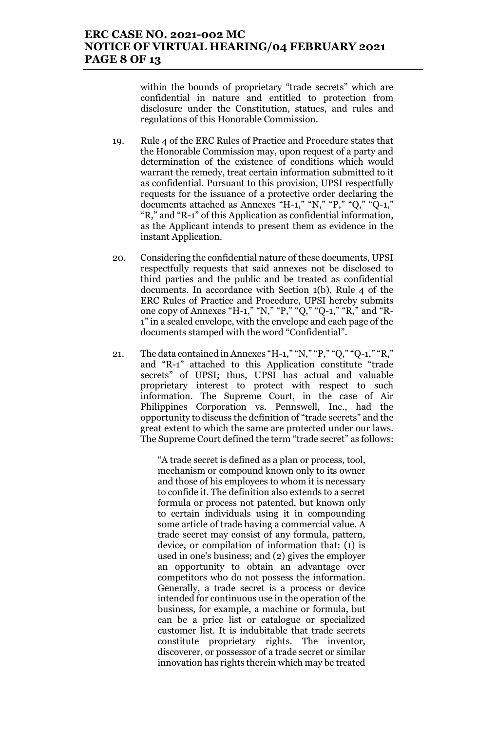within the bounds of proprietary "trade secrets" which are confidential in nature and entitled to protection from disclosure under the Constitution, statues, and rules and regulations of this Honorable Commission.

19. Rule 4 of the ERC Rules of Practice and Procedure states that the Honorable Commission may, upon request of a party and determination of the existence of conditions which would warrant the remedy, treat certain information submitted to it as confidential. Pursuant to this provision, UPSI respectfully requests for the issuance of a protective order declaring the documents attached as Annexes "H-1," "N," "P," "Q," "Q-1," "R," and "R-1" of this Application as confidential information, as the Applicant intends to present them as evidence in the instant Application.

20. Considering the confidential nature of these documents, UPSI respectfully requests that said annexes not be disclosed to third parties and the public and be treated as confidential documents. In accordance with Section 1(b), Rule 4 of the ERC Rules of Practice and Procedure, UPSI hereby submits one copy of Annexes "H-1," "N," "P," "Q," "Q-1," "R," and "R-1" in a sealed envelope, with the envelope and each page of the documents stamped with the word "Confidential".

21. The data contained in Annexes "H-1," "N," "P," "Q," "Q-1," "R," and "R-1" attached to this Application constitute "trade secrets" of UPSI; thus, UPSI has actual and valuable proprietary interest to protect with respect to such information. The Supreme Court, in the case of Air Philippines Corporation vs. Pennswell, Inc., had the opportunity to discuss the definition of "trade secrets" and the great extent to which the same are protected under our laws. The Supreme Court defined the term "trade secret" as follows:

> "A trade secret is defined as a plan or process, tool, mechanism or compound known only to its owner and those of his employees to whom it is necessary to confide it. The definition also extends to a secret formula or process not patented, but known only to certain individuals using it in compounding some article of trade having a commercial value. A trade secret may consist of any formula, pattern, device, or compilation of information that: (1) is used in one's business; and (2) gives the employer an opportunity to obtain an advantage over competitors who do not possess the information. Generally, a trade secret is a process or device intended for continuous use in the operation of the business, for example, a machine or formula, but can be a price list or catalogue or specialized customer list. It is indubitable that trade secrets constitute proprietary rights. The inventor, discoverer, or possessor of a trade secret or similar innovation has rights therein which may be treated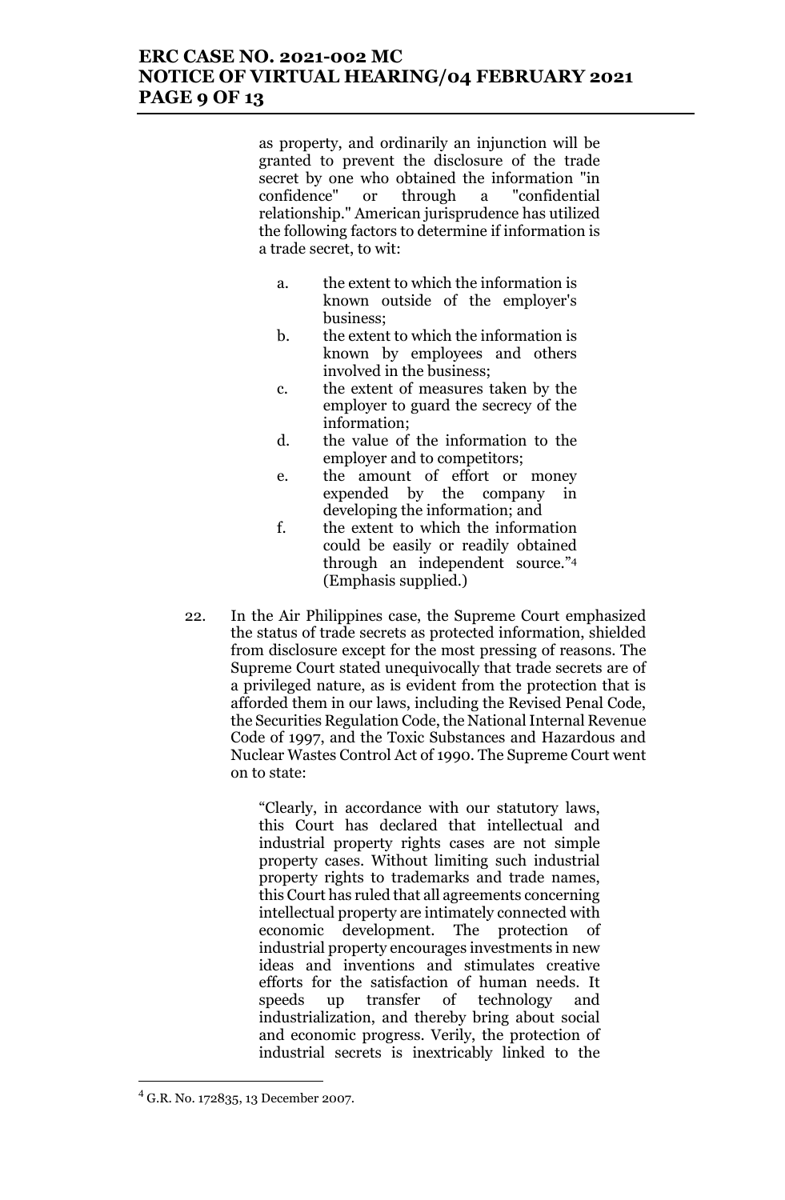as property, and ordinarily an injunction will be granted to prevent the disclosure of the trade secret by one who obtained the information "in confidence" or through a "confidential relationship." American jurisprudence has utilized the following factors to determine if information is a trade secret, to wit:

> a. the extent to which the information is known outside of the employer's business;
>
> b. the extent to which the information is known by employees and others involved in the business;
>
> c. the extent of measures taken by the employer to guard the secrecy of the information;
>
> d. the value of the information to the employer and to competitors;
>
> e. the amount of effort or money expended by the company in developing the information; and
>
> f. the extent to which the information could be easily or readily obtained through an independent source."[4] (Emphasis supplied.)

22. In the Air Philippines case, the Supreme Court emphasized the status of trade secrets as protected information, shielded from disclosure except for the most pressing of reasons. The Supreme Court stated unequivocally that trade secrets are of a privileged nature, as is evident from the protection that is afforded them in our laws, including the Revised Penal Code, the Securities Regulation Code, the National Internal Revenue Code of 1997, and the Toxic Substances and Hazardous and Nuclear Wastes Control Act of 1990. The Supreme Court went on to state:

> "Clearly, in accordance with our statutory laws, this Court has declared that intellectual and industrial property rights cases are not simple property cases. Without limiting such industrial property rights to trademarks and trade names, this Court has ruled that all agreements concerning intellectual property are intimately connected with economic development. The protection of industrial property encourages investments in new ideas and inventions and stimulates creative efforts for the satisfaction of human needs. It speeds up transfer of technology and industrialization, and thereby bring about social and economic progress. Verily, the protection of industrial secrets is inextricably linked to the

---

[4] G.R. No. 172835, 13 December 2007.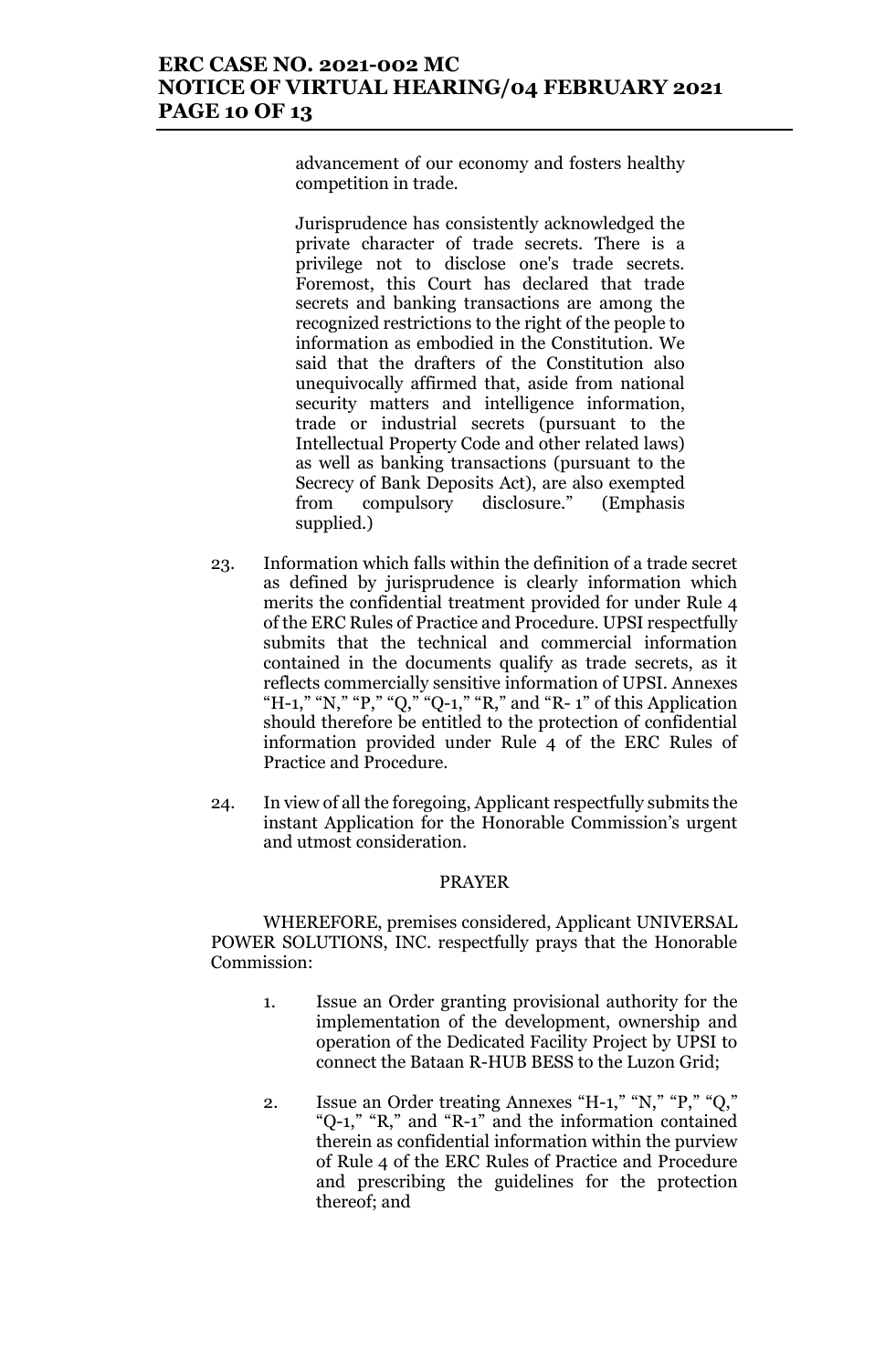advancement of our economy and fosters healthy competition in trade.

Jurisprudence has consistently acknowledged the private character of trade secrets. There is a privilege not to disclose one's trade secrets. Foremost, this Court has declared that trade secrets and banking transactions are among the recognized restrictions to the right of the people to information as embodied in the Constitution. We said that the drafters of the Constitution also unequivocally affirmed that, aside from national security matters and intelligence information, trade or industrial secrets (pursuant to the Intellectual Property Code and other related laws) as well as banking transactions (pursuant to the Secrecy of Bank Deposits Act), are also exempted from compulsory disclosure." (Emphasis supplied.)

23. Information which falls within the definition of a trade secret as defined by jurisprudence is clearly information which merits the confidential treatment provided for under Rule 4 of the ERC Rules of Practice and Procedure. UPSI respectfully submits that the technical and commercial information contained in the documents qualify as trade secrets, as it reflects commercially sensitive information of UPSI. Annexes "H-1," "N," "P," "Q," "Q-1," "R," and "R- 1" of this Application should therefore be entitled to the protection of confidential information provided under Rule 4 of the ERC Rules of Practice and Procedure.

24. In view of all the foregoing, Applicant respectfully submits the instant Application for the Honorable Commission's urgent and utmost consideration.

## PRAYER

WHEREFORE, premises considered, Applicant UNIVERSAL POWER SOLUTIONS, INC. respectfully prays that the Honorable Commission:

1. Issue an Order granting provisional authority for the implementation of the development, ownership and operation of the Dedicated Facility Project by UPSI to connect the Bataan R-HUB BESS to the Luzon Grid;

2. Issue an Order treating Annexes "H-1," "N," "P," "Q," "Q-1," "R," and "R-1" and the information contained therein as confidential information within the purview of Rule 4 of the ERC Rules of Practice and Procedure and prescribing the guidelines for the protection thereof; and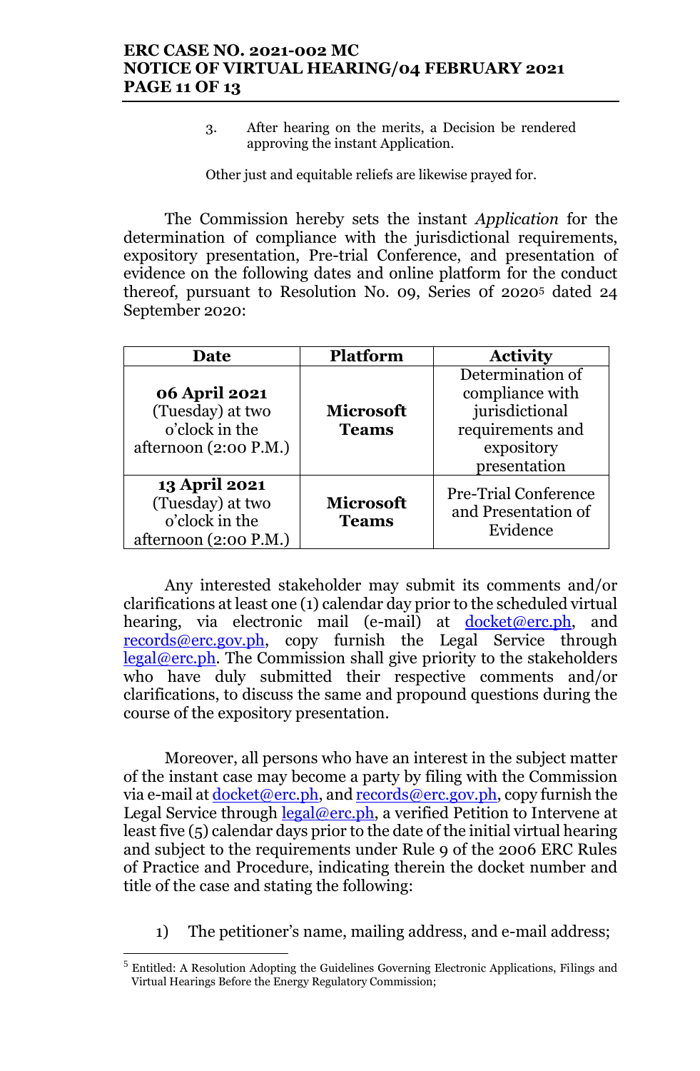3. After hearing on the merits, a Decision be rendered approving the instant Application.

Other just and equitable reliefs are likewise prayed for.

The Commission hereby sets the instant *Application* for the determination of compliance with the jurisdictional requirements, expository presentation, Pre-trial Conference, and presentation of evidence on the following dates and online platform for the conduct thereof, pursuant to Resolution No. 09, Series of 2020[5] dated 24 September 2020:

| Date | Platform | Activity |
|---|---|---|
| **06 April 2021** (Tuesday) at two o'clock in the afternoon (2:00 P.M.) | **Microsoft Teams** | Determination of compliance with jurisdictional requirements and expository presentation |
| **13 April 2021** (Tuesday) at two o'clock in the afternoon (2:00 P.M.) | **Microsoft Teams** | Pre-Trial Conference and Presentation of Evidence |

Any interested stakeholder may submit its comments and/or clarifications at least one (1) calendar day prior to the scheduled virtual hearing, via electronic mail (e-mail) at docket@erc.ph, and records@erc.gov.ph, copy furnish the Legal Service through legal@erc.ph. The Commission shall give priority to the stakeholders who have duly submitted their respective comments and/or clarifications, to discuss the same and propound questions during the course of the expository presentation.

Moreover, all persons who have an interest in the subject matter of the instant case may become a party by filing with the Commission via e-mail at docket@erc.ph, and records@erc.gov.ph, copy furnish the Legal Service through legal@erc.ph, a verified Petition to Intervene at least five (5) calendar days prior to the date of the initial virtual hearing and subject to the requirements under Rule 9 of the 2006 ERC Rules of Practice and Procedure, indicating therein the docket number and title of the case and stating the following:

1) The petitioner's name, mailing address, and e-mail address;

[5] Entitled: A Resolution Adopting the Guidelines Governing Electronic Applications, Filings and Virtual Hearings Before the Energy Regulatory Commission;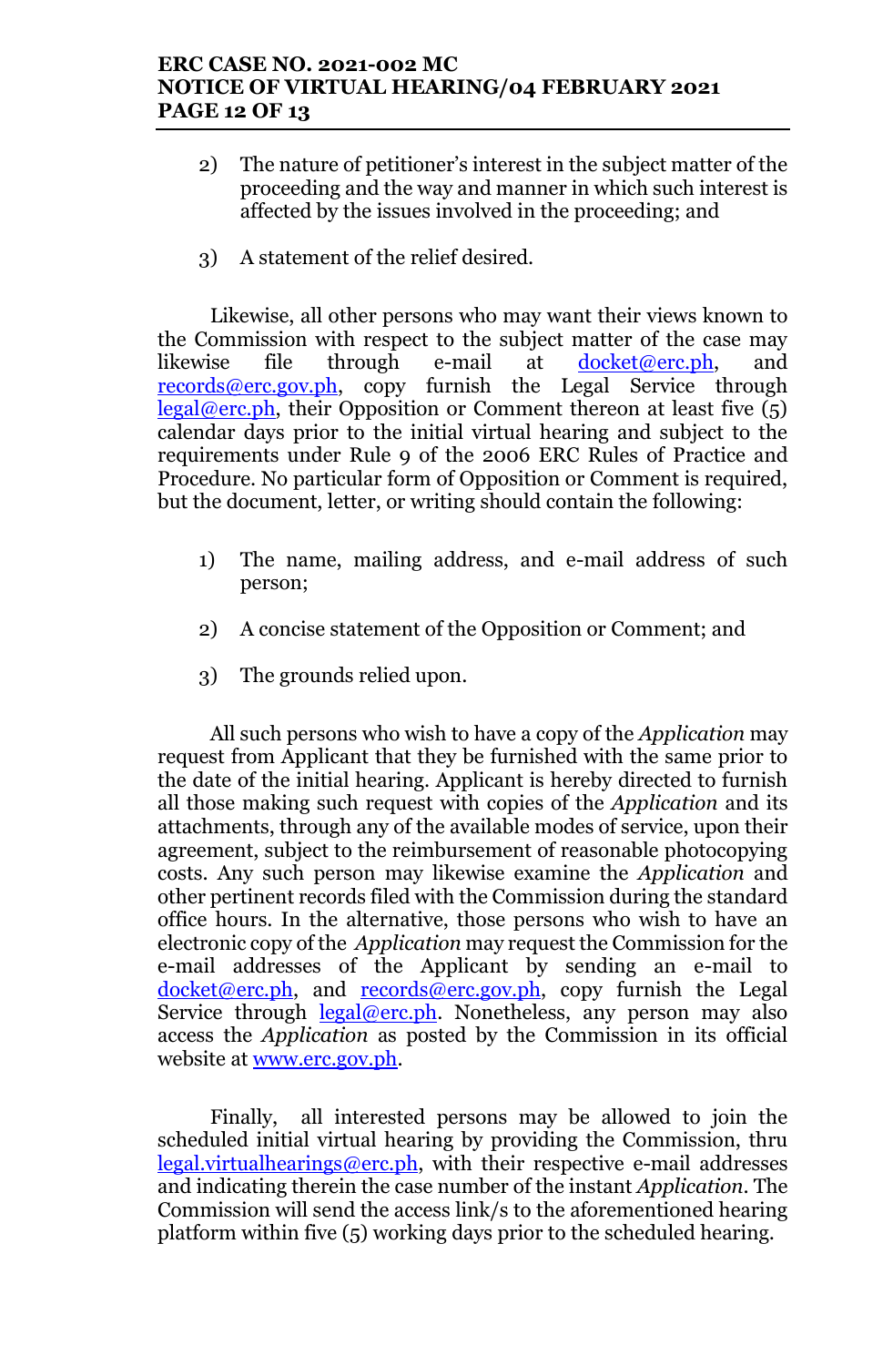2) The nature of petitioner's interest in the subject matter of the proceeding and the way and manner in which such interest is affected by the issues involved in the proceeding; and

3) A statement of the relief desired.

Likewise, all other persons who may want their views known to the Commission with respect to the subject matter of the case may likewise file through e-mail at docket@erc.ph, and records@erc.gov.ph, copy furnish the Legal Service through legal@erc.ph, their Opposition or Comment thereon at least five (5) calendar days prior to the initial virtual hearing and subject to the requirements under Rule 9 of the 2006 ERC Rules of Practice and Procedure. No particular form of Opposition or Comment is required, but the document, letter, or writing should contain the following:

1) The name, mailing address, and e-mail address of such person;

2) A concise statement of the Opposition or Comment; and

3) The grounds relied upon.

All such persons who wish to have a copy of the *Application* may request from Applicant that they be furnished with the same prior to the date of the initial hearing. Applicant is hereby directed to furnish all those making such request with copies of the *Application* and its attachments, through any of the available modes of service, upon their agreement, subject to the reimbursement of reasonable photocopying costs. Any such person may likewise examine the *Application* and other pertinent records filed with the Commission during the standard office hours. In the alternative, those persons who wish to have an electronic copy of the *Application* may request the Commission for the e-mail addresses of the Applicant by sending an e-mail to docket@erc.ph, and records@erc.gov.ph, copy furnish the Legal Service through legal@erc.ph. Nonetheless, any person may also access the *Application* as posted by the Commission in its official website at www.erc.gov.ph.

Finally, all interested persons may be allowed to join the scheduled initial virtual hearing by providing the Commission, thru legal.virtualhearings@erc.ph, with their respective e-mail addresses and indicating therein the case number of the instant *Application*. The Commission will send the access link/s to the aforementioned hearing platform within five (5) working days prior to the scheduled hearing.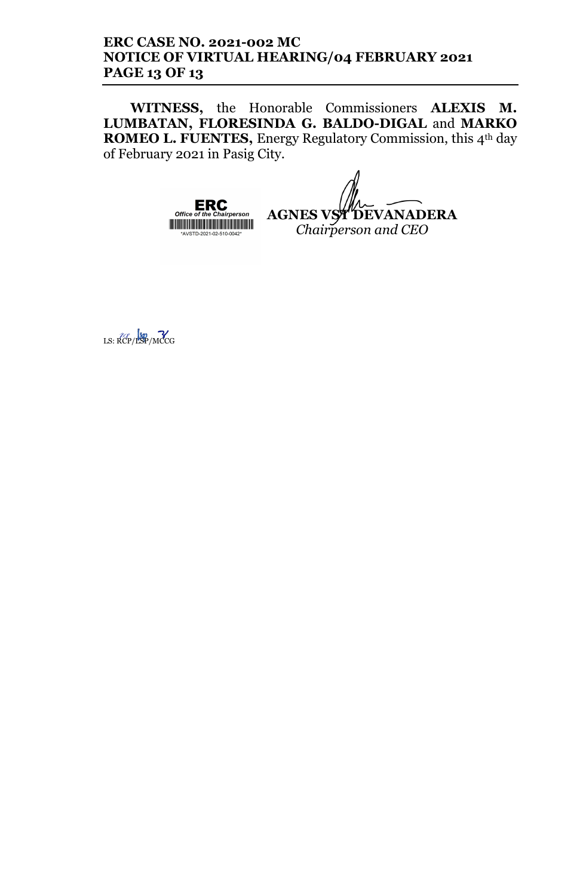**WITNESS,** the Honorable Commissioners **ALEXIS M. LUMBATAN, FLORESINDA G. BALDO-DIGAL** and **MARKO ROMEO L. FUENTES,** Energy Regulatory Commission, this 4th day of February 2021 in Pasig City.

ERC
*Office of the Chairperson*
*AVSTD-2021-02-510-0042*

**AGNES VST DEVANADERA**
*Chairperson and CEO*

LS: RCP/ESP/MCCG